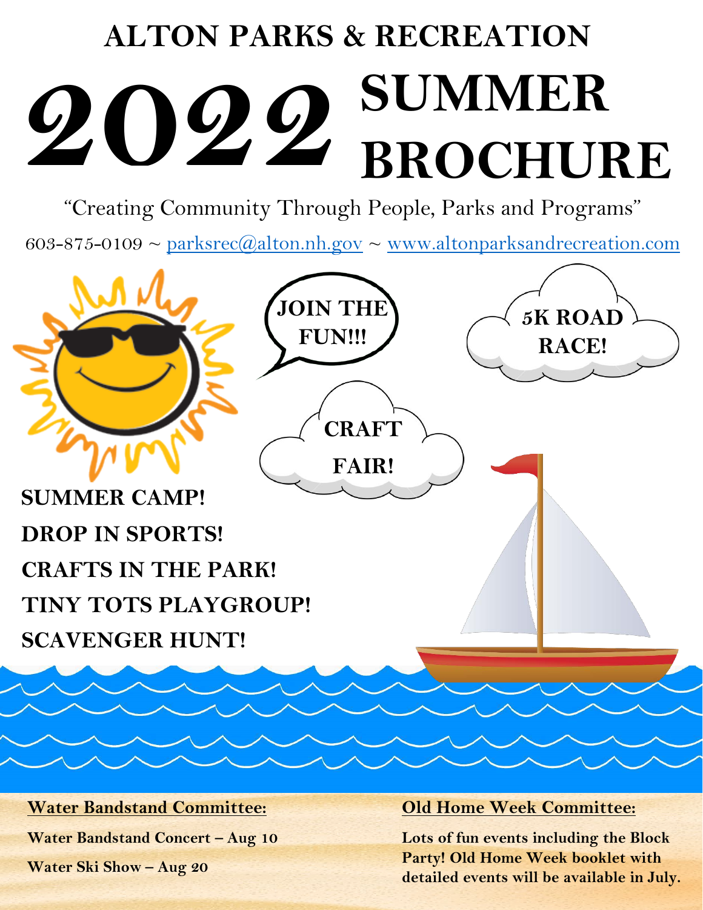# ALTON PARKS & RECREATION

# 2022 SUMMER BROCHURE

"Creating Community Through People, Parks and Programs"

603-875-0109 ~ parksrec@alton.nh.gov ~ www.altonparksandrecreation.com

**JOIN THE FUN!!!**

**5K ROAD RACE!**

**CRAFT FAIR!**

**SUMMER CAMP!**

**DROP IN SPORTS!**

**CRAFTS IN THE PARK!**

**TINY TOTS PLAYGROUP!**

**SCAVENGER HUNT!**

**Water Bandstand Committee:**

**Water Bandstand Concert – Aug 10**

**Water Ski Show – Aug 20**

**Old Home Week Committee:**

**Lots of fun events including the Block Party! Old Home Week booklet with detailed events will be available in July.**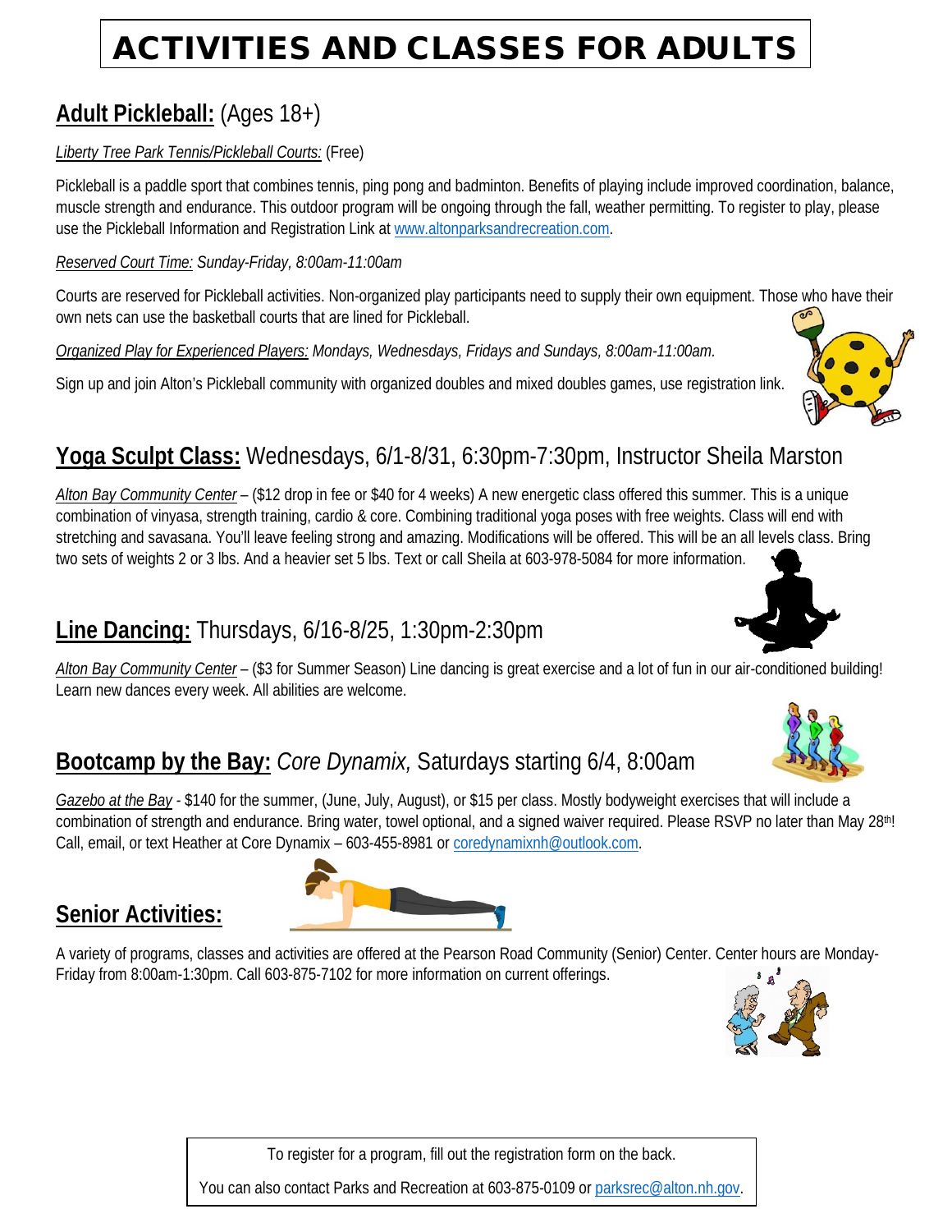# ACTIVITIES AND CLASSES FOR ADULTS

## **Adult Pickleball:** (Ages 18+)

*Liberty Tree Park Tennis/Pickleball Courts:* (Free)

Pickleball is a paddle sport that combines tennis, ping pong and badminton. Benefits of playing include improved coordination, balance, muscle strength and endurance. This outdoor program will be ongoing through the fall, weather permitting. To register to play, please use the Pickleball Information and Registration Link at www.altonparksandrecreation.com.

*Reserved Court Time: Sunday-Friday, 8:00am-11:00am*

Courts are reserved for Pickleball activities. Non-organized play participants need to supply their own equipment. Those who have their own nets can use the basketball courts that are lined for Pickleball.

*Organized Play for Experienced Players: Mondays, Wednesdays, Fridays and Sundays, 8:00am-11:00am.*

Sign up and join Alton's Pickleball community with organized doubles and mixed doubles games, use registration link.

## **Yoga Sculpt Class:** Wednesdays, 6/1-8/31, 6:30pm-7:30pm, Instructor Sheila Marston

*Alton Bay Community Center* – ($12 drop in fee or $40 for 4 weeks) A new energetic class offered this summer. This is a unique combination of vinyasa, strength training, cardio & core. Combining traditional yoga poses with free weights. Class will end with stretching and savasana. You'll leave feeling strong and amazing. Modifications will be offered. This will be an all levels class. Bring two sets of weights 2 or 3 lbs. And a heavier set 5 lbs. Text or call Sheila at 603-978-5084 for more information.

## **Line Dancing:** Thursdays, 6/16-8/25, 1:30pm-2:30pm

*Alton Bay Community Center* – ($3 for Summer Season) Line dancing is great exercise and a lot of fun in our air-conditioned building! Learn new dances every week. All abilities are welcome.

## **Bootcamp by the Bay:** *Core Dynamix,* Saturdays starting 6/4, 8:00am

*Gazebo at the Bay* - $140 for the summer, (June, July, August), or $15 per class. Mostly bodyweight exercises that will include a combination of strength and endurance. Bring water, towel optional, and a signed waiver required. Please RSVP no later than May 28th! Call, email, or text Heather at Core Dynamix – 603-455-8981 or coredynamixnh@outlook.com.

## **Senior Activities:**

A variety of programs, classes and activities are offered at the Pearson Road Community (Senior) Center. Center hours are Monday-Friday from 8:00am-1:30pm. Call 603-875-7102 for more information on current offerings.

To register for a program, fill out the registration form on the back.

You can also contact Parks and Recreation at 603-875-0109 or parksrec@alton.nh.gov.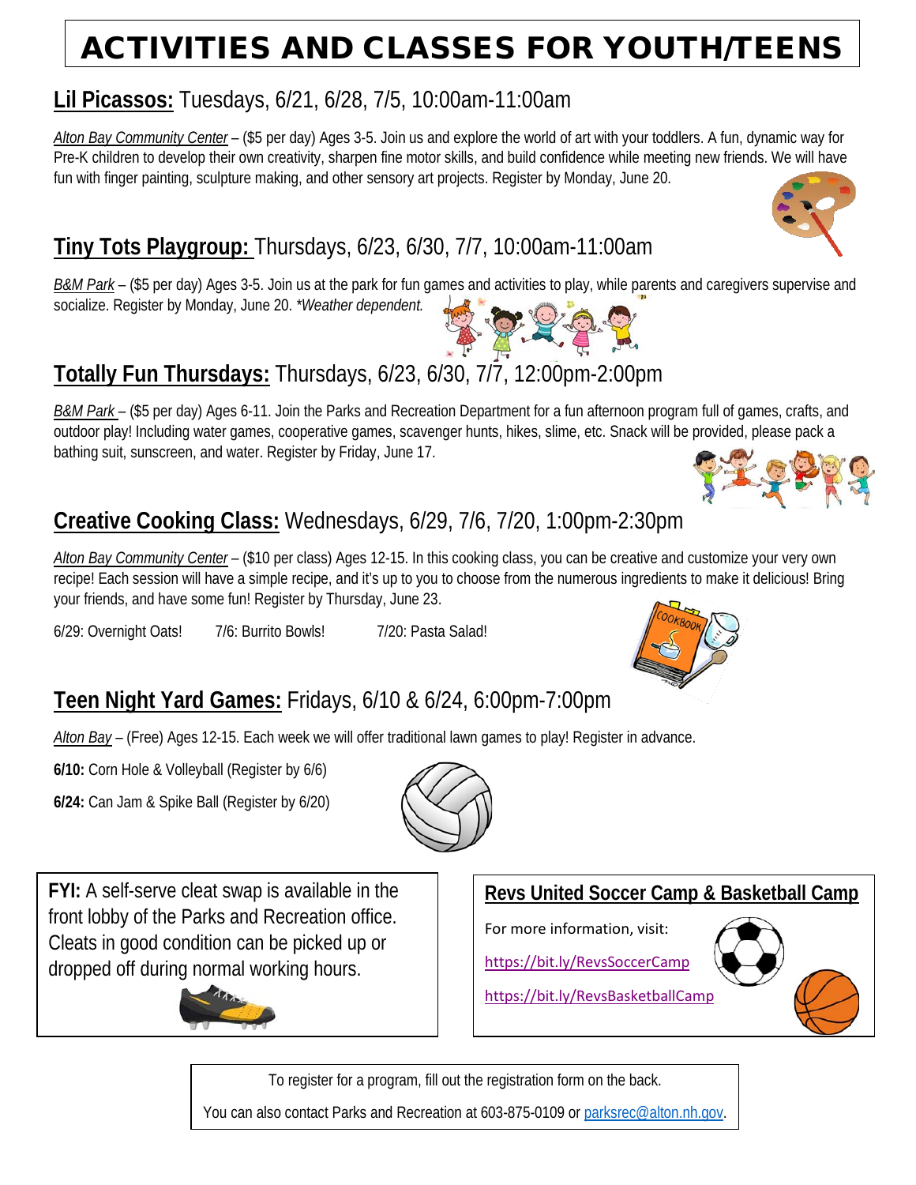# ACTIVITIES AND CLASSES FOR YOUTH/TEENS

## Lil Picassos: Tuesdays, 6/21, 6/28, 7/5, 10:00am-11:00am

*Alton Bay Community Center* – ($5 per day) Ages 3-5. Join us and explore the world of art with your toddlers. A fun, dynamic way for Pre-K children to develop their own creativity, sharpen fine motor skills, and build confidence while meeting new friends. We will have fun with finger painting, sculpture making, and other sensory art projects. Register by Monday, June 20.

## Tiny Tots Playgroup: Thursdays, 6/23, 6/30, 7/7, 10:00am-11:00am

*B&M Park* – ($5 per day) Ages 3-5. Join us at the park for fun games and activities to play, while parents and caregivers supervise and socialize. Register by Monday, June 20. *\*Weather dependent.*

## Totally Fun Thursdays: Thursdays, 6/23, 6/30, 7/7, 12:00pm-2:00pm

*B&M Park* – ($5 per day) Ages 6-11. Join the Parks and Recreation Department for a fun afternoon program full of games, crafts, and outdoor play! Including water games, cooperative games, scavenger hunts, hikes, slime, etc. Snack will be provided, please pack a bathing suit, sunscreen, and water. Register by Friday, June 17.

## Creative Cooking Class: Wednesdays, 6/29, 7/6, 7/20, 1:00pm-2:30pm

*Alton Bay Community Center* – ($10 per class) Ages 12-15. In this cooking class, you can be creative and customize your very own recipe! Each session will have a simple recipe, and it's up to you to choose from the numerous ingredients to make it delicious! Bring your friends, and have some fun! Register by Thursday, June 23.

6/29: Overnight Oats! 7/6: Burrito Bowls! 7/20: Pasta Salad!

## Teen Night Yard Games: Fridays, 6/10 & 6/24, 6:00pm-7:00pm

*Alton Bay* – (Free) Ages 12-15. Each week we will offer traditional lawn games to play! Register in advance.

**6/10:** Corn Hole & Volleyball (Register by 6/6)

**6/24:** Can Jam & Spike Ball (Register by 6/20)

**FYI:** A self-serve cleat swap is available in the front lobby of the Parks and Recreation office. Cleats in good condition can be picked up or dropped off during normal working hours.

## Revs United Soccer Camp & Basketball Camp

For more information, visit:

https://bit.ly/RevsSoccerCamp

https://bit.ly/RevsBasketballCamp

To register for a program, fill out the registration form on the back.

You can also contact Parks and Recreation at 603-875-0109 or parksrec@alton.nh.gov.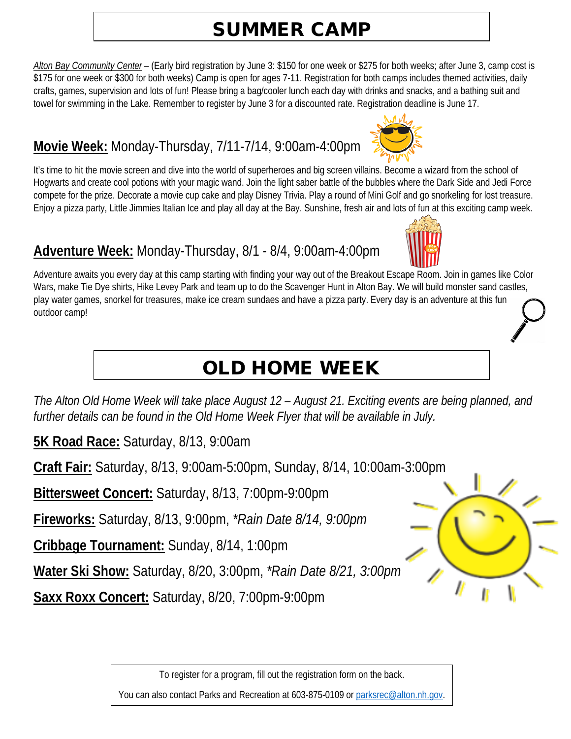# SUMMER CAMP

*Alton Bay Community Center* – (Early bird registration by June 3: $150 for one week or $275 for both weeks; after June 3, camp cost is $175 for one week or $300 for both weeks) Camp is open for ages 7-11. Registration for both camps includes themed activities, daily crafts, games, supervision and lots of fun! Please bring a bag/cooler lunch each day with drinks and snacks, and a bathing suit and towel for swimming in the Lake. Remember to register by June 3 for a discounted rate. Registration deadline is June 17.

## **Movie Week:** Monday-Thursday, 7/11-7/14, 9:00am-4:00pm

It's time to hit the movie screen and dive into the world of superheroes and big screen villains. Become a wizard from the school of Hogwarts and create cool potions with your magic wand. Join the light saber battle of the bubbles where the Dark Side and Jedi Force compete for the prize. Decorate a movie cup cake and play Disney Trivia. Play a round of Mini Golf and go snorkeling for lost treasure. Enjoy a pizza party, Little Jimmies Italian Ice and play all day at the Bay. Sunshine, fresh air and lots of fun at this exciting camp week.

## **Adventure Week:** Monday-Thursday, 8/1 - 8/4, 9:00am-4:00pm

Adventure awaits you every day at this camp starting with finding your way out of the Breakout Escape Room. Join in games like Color Wars, make Tie Dye shirts, Hike Levey Park and team up to do the Scavenger Hunt in Alton Bay. We will build monster sand castles, play water games, snorkel for treasures, make ice cream sundaes and have a pizza party. Every day is an adventure at this fun outdoor camp!

# OLD HOME WEEK

*The Alton Old Home Week will take place August 12 – August 21. Exciting events are being planned, and further details can be found in the Old Home Week Flyer that will be available in July.*

**5K Road Race:** Saturday, 8/13, 9:00am

**Craft Fair:** Saturday, 8/13, 9:00am-5:00pm, Sunday, 8/14, 10:00am-3:00pm

**Bittersweet Concert:** Saturday, 8/13, 7:00pm-9:00pm

**Fireworks:** Saturday, 8/13, 9:00pm, *\*Rain Date 8/14, 9:00pm*

**Cribbage Tournament:** Sunday, 8/14, 1:00pm

**Water Ski Show:** Saturday, 8/20, 3:00pm, *\*Rain Date 8/21, 3:00pm*

**Saxx Roxx Concert:** Saturday, 8/20, 7:00pm-9:00pm

To register for a program, fill out the registration form on the back.

You can also contact Parks and Recreation at 603-875-0109 or parksrec@alton.nh.gov.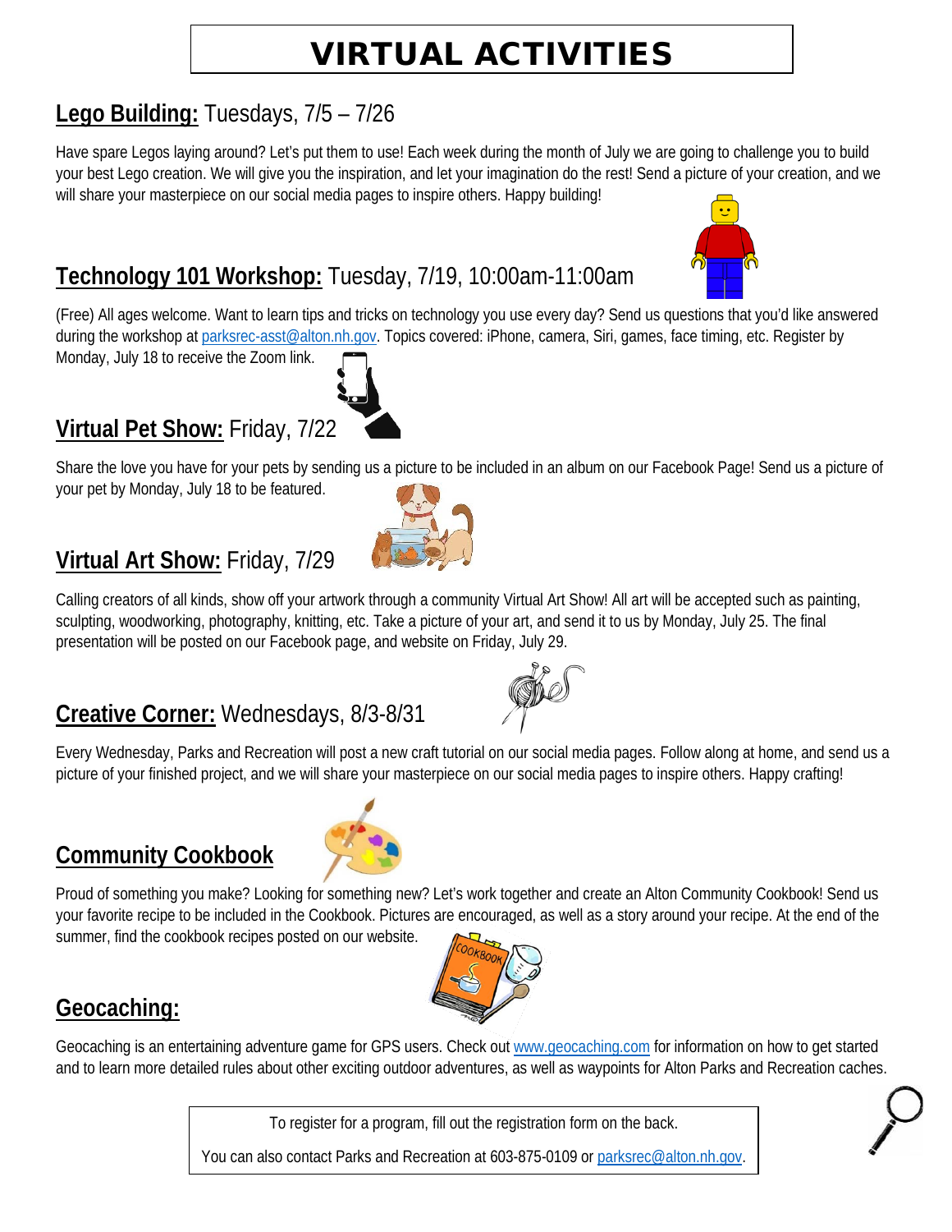# VIRTUAL ACTIVITIES

## Lego Building: Tuesdays, 7/5 – 7/26

Have spare Legos laying around? Let's put them to use! Each week during the month of July we are going to challenge you to build your best Lego creation. We will give you the inspiration, and let your imagination do the rest! Send a picture of your creation, and we will share your masterpiece on our social media pages to inspire others. Happy building!

## Technology 101 Workshop: Tuesday, 7/19, 10:00am-11:00am

(Free) All ages welcome. Want to learn tips and tricks on technology you use every day? Send us questions that you'd like answered during the workshop at parksrec-asst@alton.nh.gov. Topics covered: iPhone, camera, Siri, games, face timing, etc. Register by Monday, July 18 to receive the Zoom link.

## Virtual Pet Show: Friday, 7/22

Share the love you have for your pets by sending us a picture to be included in an album on our Facebook Page! Send us a picture of your pet by Monday, July 18 to be featured.

## Virtual Art Show: Friday, 7/29

Calling creators of all kinds, show off your artwork through a community Virtual Art Show! All art will be accepted such as painting, sculpting, woodworking, photography, knitting, etc. Take a picture of your art, and send it to us by Monday, July 25. The final presentation will be posted on our Facebook page, and website on Friday, July 29.

## Creative Corner: Wednesdays, 8/3-8/31

Every Wednesday, Parks and Recreation will post a new craft tutorial on our social media pages. Follow along at home, and send us a picture of your finished project, and we will share your masterpiece on our social media pages to inspire others. Happy crafting!

## Community Cookbook

Proud of something you make? Looking for something new? Let's work together and create an Alton Community Cookbook! Send us your favorite recipe to be included in the Cookbook. Pictures are encouraged, as well as a story around your recipe. At the end of the summer, find the cookbook recipes posted on our website.

## Geocaching:

Geocaching is an entertaining adventure game for GPS users. Check out www.geocaching.com for information on how to get started and to learn more detailed rules about other exciting outdoor adventures, as well as waypoints for Alton Parks and Recreation caches.

To register for a program, fill out the registration form on the back.

You can also contact Parks and Recreation at 603-875-0109 or parksrec@alton.nh.gov.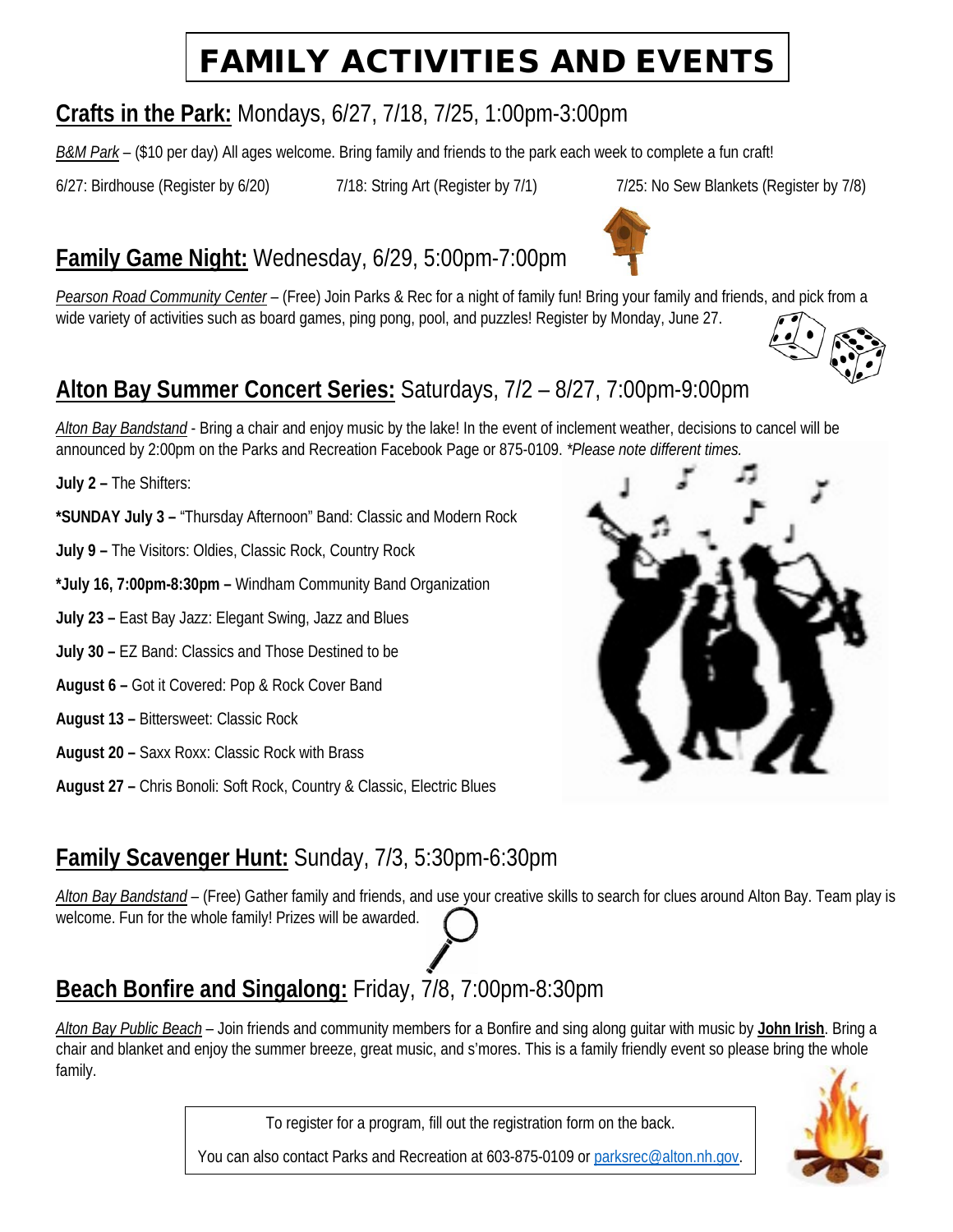# FAMILY ACTIVITIES AND EVENTS

## Crafts in the Park: Mondays, 6/27, 7/18, 7/25, 1:00pm-3:00pm

*B&M Park* – ($10 per day) All ages welcome. Bring family and friends to the park each week to complete a fun craft!

6/27: Birdhouse (Register by 6/20)

7/18: String Art (Register by 7/1)

7/25: No Sew Blankets (Register by 7/8)

## Family Game Night: Wednesday, 6/29, 5:00pm-7:00pm

*Pearson Road Community Center* – (Free) Join Parks & Rec for a night of family fun! Bring your family and friends, and pick from a wide variety of activities such as board games, ping pong, pool, and puzzles! Register by Monday, June 27.

## Alton Bay Summer Concert Series: Saturdays, 7/2 – 8/27, 7:00pm-9:00pm

*Alton Bay Bandstand* - Bring a chair and enjoy music by the lake! In the event of inclement weather, decisions to cancel will be announced by 2:00pm on the Parks and Recreation Facebook Page or 875-0109. *\*Please note different times.*

**July 2 –** The Shifters:

**\*SUNDAY July 3 –** "Thursday Afternoon" Band: Classic and Modern Rock

**July 9 –** The Visitors: Oldies, Classic Rock, Country Rock

**\*July 16, 7:00pm-8:30pm –** Windham Community Band Organization

**July 23 –** East Bay Jazz: Elegant Swing, Jazz and Blues

**July 30 –** EZ Band: Classics and Those Destined to be

**August 6 –** Got it Covered: Pop & Rock Cover Band

**August 13 –** Bittersweet: Classic Rock

**August 20 –** Saxx Roxx: Classic Rock with Brass

**August 27 –** Chris Bonoli: Soft Rock, Country & Classic, Electric Blues

## Family Scavenger Hunt: Sunday, 7/3, 5:30pm-6:30pm

*Alton Bay Bandstand* – (Free) Gather family and friends, and use your creative skills to search for clues around Alton Bay. Team play is welcome. Fun for the whole family! Prizes will be awarded.

## Beach Bonfire and Singalong: Friday, 7/8, 7:00pm-8:30pm

*Alton Bay Public Beach* – Join friends and community members for a Bonfire and sing along guitar with music by **John Irish**. Bring a chair and blanket and enjoy the summer breeze, great music, and s'mores. This is a family friendly event so please bring the whole family.

To register for a program, fill out the registration form on the back.

You can also contact Parks and Recreation at 603-875-0109 or parksrec@alton.nh.gov.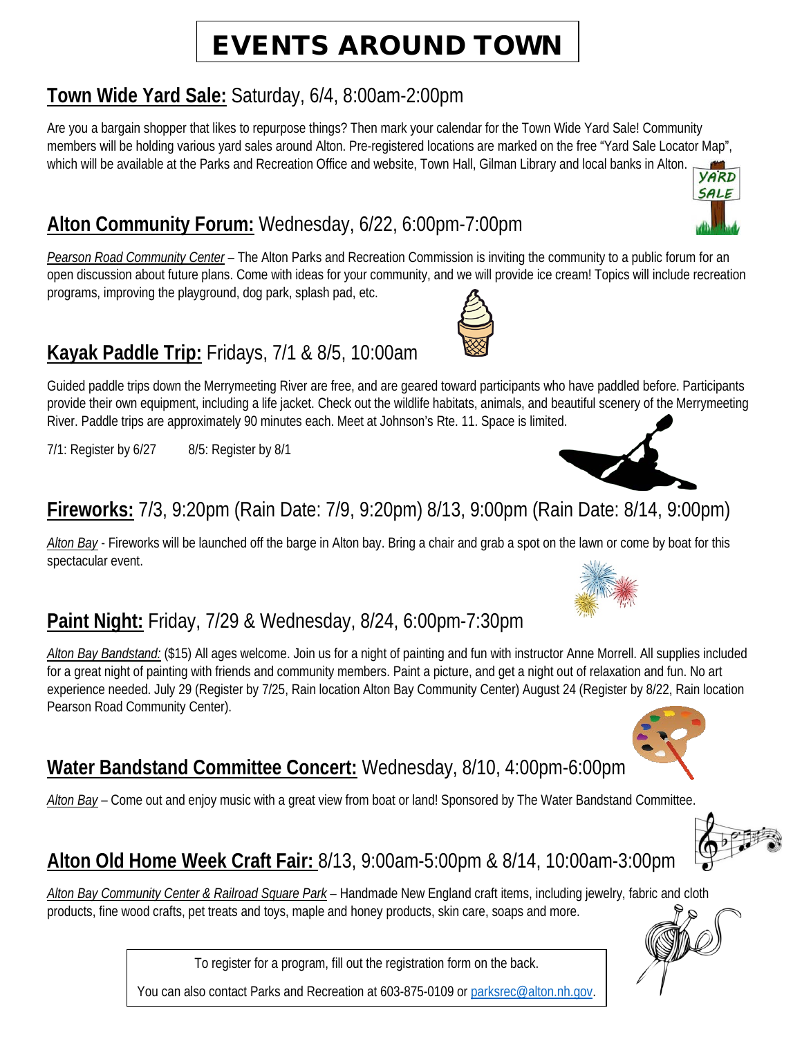# EVENTS AROUND TOWN

## **Town Wide Yard Sale:** Saturday, 6/4, 8:00am-2:00pm

Are you a bargain shopper that likes to repurpose things? Then mark your calendar for the Town Wide Yard Sale! Community members will be holding various yard sales around Alton. Pre-registered locations are marked on the free "Yard Sale Locator Map", which will be available at the Parks and Recreation Office and website, Town Hall, Gilman Library and local banks in Alton.

## **Alton Community Forum:** Wednesday, 6/22, 6:00pm-7:00pm

*Pearson Road Community Center* – The Alton Parks and Recreation Commission is inviting the community to a public forum for an open discussion about future plans. Come with ideas for your community, and we will provide ice cream! Topics will include recreation programs, improving the playground, dog park, splash pad, etc.

## **Kayak Paddle Trip:** Fridays, 7/1 & 8/5, 10:00am

Guided paddle trips down the Merrymeeting River are free, and are geared toward participants who have paddled before. Participants provide their own equipment, including a life jacket. Check out the wildlife habitats, animals, and beautiful scenery of the Merrymeeting River. Paddle trips are approximately 90 minutes each. Meet at Johnson's Rte. 11. Space is limited.

7/1: Register by 6/27 8/5: Register by 8/1

## **Fireworks:** 7/3, 9:20pm (Rain Date: 7/9, 9:20pm) 8/13, 9:00pm (Rain Date: 8/14, 9:00pm)

*Alton Bay* - Fireworks will be launched off the barge in Alton bay. Bring a chair and grab a spot on the lawn or come by boat for this spectacular event.

## **Paint Night:** Friday, 7/29 & Wednesday, 8/24, 6:00pm-7:30pm

*Alton Bay Bandstand:* ($15) All ages welcome. Join us for a night of painting and fun with instructor Anne Morrell. All supplies included for a great night of painting with friends and community members. Paint a picture, and get a night out of relaxation and fun. No art experience needed. July 29 (Register by 7/25, Rain location Alton Bay Community Center) August 24 (Register by 8/22, Rain location Pearson Road Community Center).

## **Water Bandstand Committee Concert:** Wednesday, 8/10, 4:00pm-6:00pm

*Alton Bay* – Come out and enjoy music with a great view from boat or land! Sponsored by The Water Bandstand Committee.

## **Alton Old Home Week Craft Fair:** 8/13, 9:00am-5:00pm & 8/14, 10:00am-3:00pm

*Alton Bay Community Center & Railroad Square Park* – Handmade New England craft items, including jewelry, fabric and cloth products, fine wood crafts, pet treats and toys, maple and honey products, skin care, soaps and more.

To register for a program, fill out the registration form on the back.

You can also contact Parks and Recreation at 603-875-0109 or parksrec@alton.nh.gov.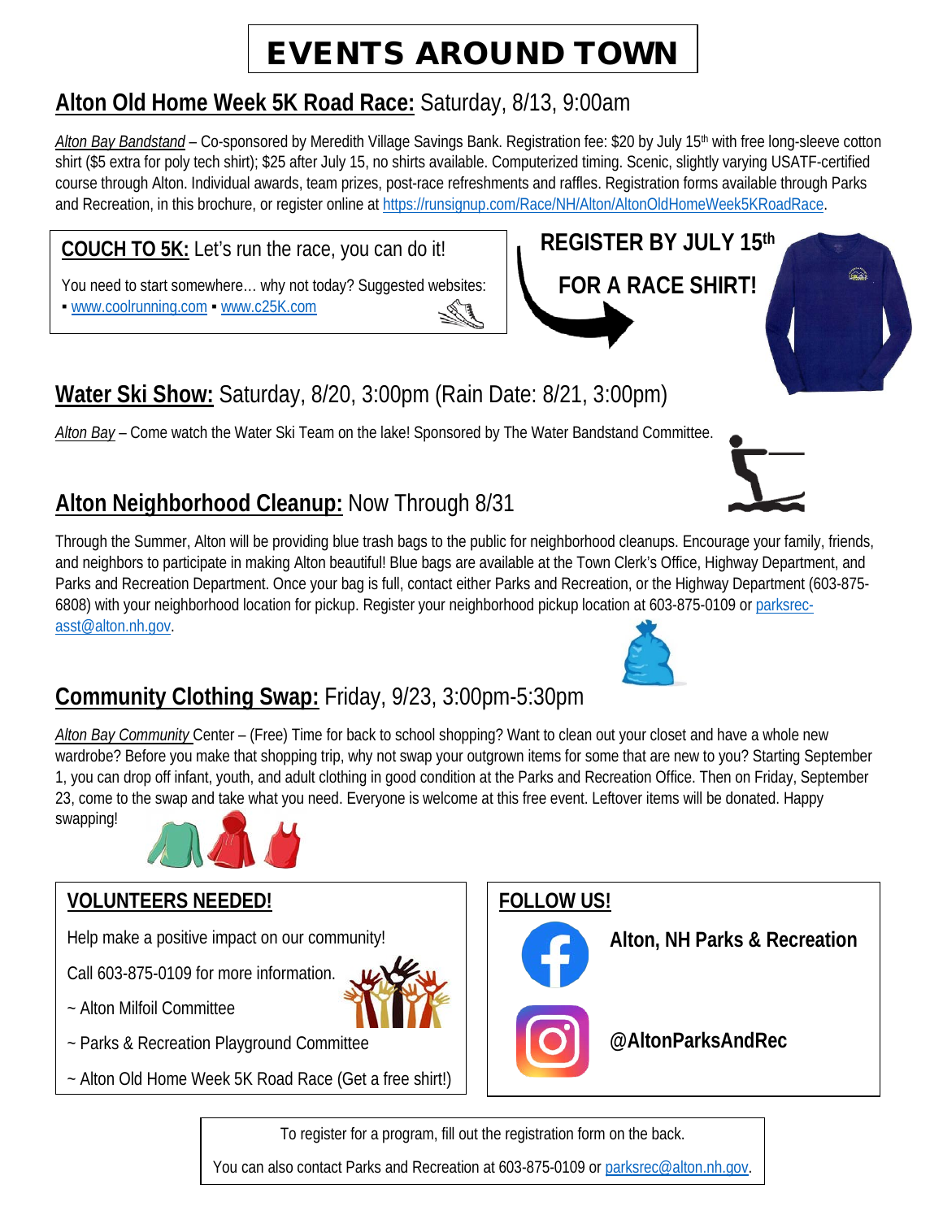# EVENTS AROUND TOWN

## Alton Old Home Week 5K Road Race: Saturday, 8/13, 9:00am

*Alton Bay Bandstand* – Co-sponsored by Meredith Village Savings Bank. Registration fee: $20 by July 15th with free long-sleeve cotton shirt ($5 extra for poly tech shirt); $25 after July 15, no shirts available. Computerized timing. Scenic, slightly varying USATF-certified course through Alton. Individual awards, team prizes, post-race refreshments and raffles. Registration forms available through Parks and Recreation, in this brochure, or register online at https://runsignup.com/Race/NH/Alton/AltonOldHomeWeek5KRoadRace.

**COUCH TO 5K:** Let's run the race, you can do it!

You need to start somewhere… why not today? Suggested websites:
- www.coolrunning.com
- www.c25K.com

**REGISTER BY JULY 15th FOR A RACE SHIRT!**

## Water Ski Show: Saturday, 8/20, 3:00pm (Rain Date: 8/21, 3:00pm)

*Alton Bay* – Come watch the Water Ski Team on the lake! Sponsored by The Water Bandstand Committee.

## Alton Neighborhood Cleanup: Now Through 8/31

Through the Summer, Alton will be providing blue trash bags to the public for neighborhood cleanups. Encourage your family, friends, and neighbors to participate in making Alton beautiful! Blue bags are available at the Town Clerk's Office, Highway Department, and Parks and Recreation Department. Once your bag is full, contact either Parks and Recreation, or the Highway Department (603-875-6808) with your neighborhood location for pickup. Register your neighborhood pickup location at 603-875-0109 or parksrec-asst@alton.nh.gov.

## Community Clothing Swap: Friday, 9/23, 3:00pm-5:30pm

*Alton Bay Community* Center – (Free) Time for back to school shopping? Want to clean out your closet and have a whole new wardrobe? Before you make that shopping trip, why not swap your outgrown items for some that are new to you? Starting September 1, you can drop off infant, youth, and adult clothing in good condition at the Parks and Recreation Office. Then on Friday, September 23, come to the swap and take what you need. Everyone is welcome at this free event. Leftover items will be donated. Happy swapping!

**VOLUNTEERS NEEDED!**

Help make a positive impact on our community!

Call 603-875-0109 for more information.

~ Alton Milfoil Committee

~ Parks & Recreation Playground Committee

~ Alton Old Home Week 5K Road Race (Get a free shirt!)

**FOLLOW US!**

**Alton, NH Parks & Recreation**

**@AltonParksAndRec**

To register for a program, fill out the registration form on the back.

You can also contact Parks and Recreation at 603-875-0109 or parksrec@alton.nh.gov.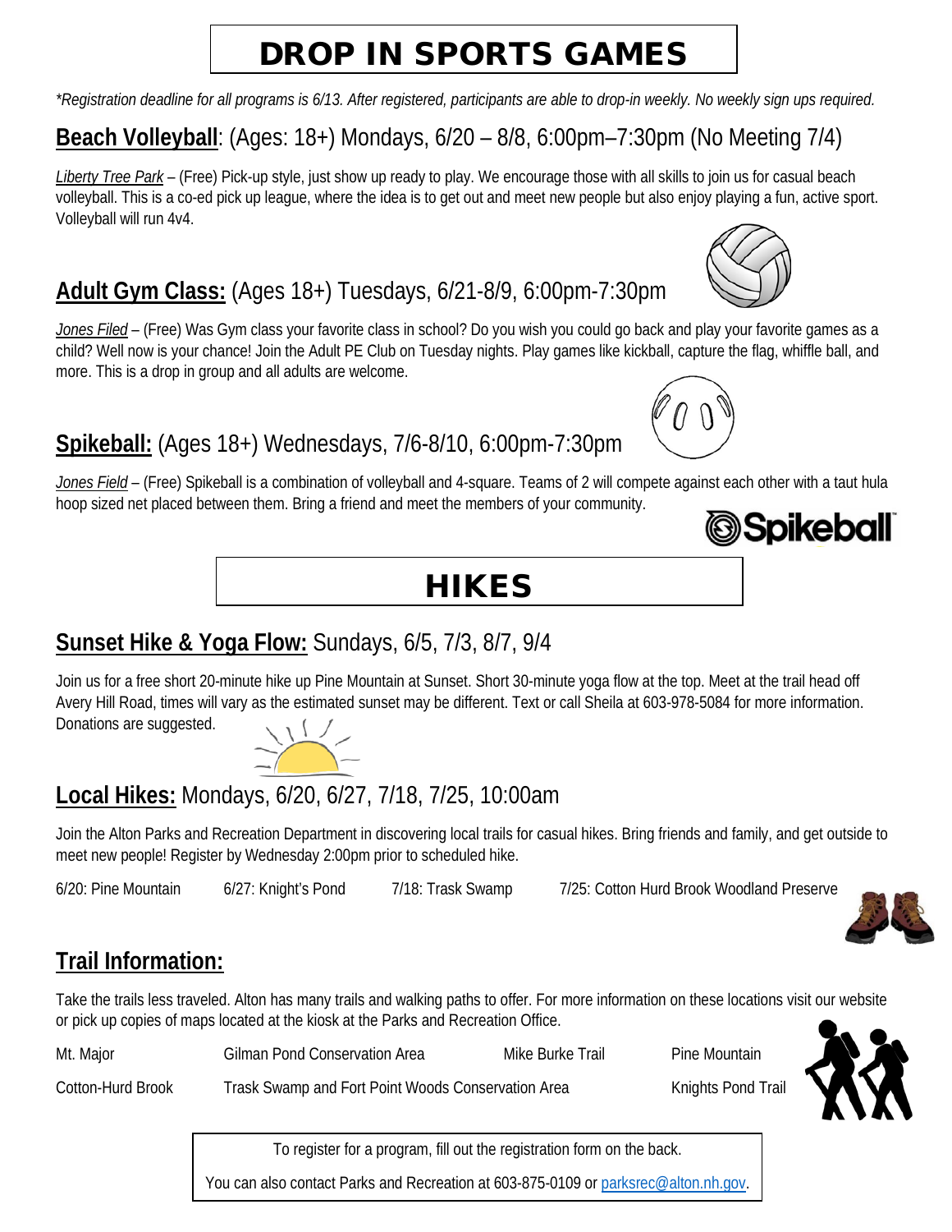# DROP IN SPORTS GAMES

*\*Registration deadline for all programs is 6/13. After registered, participants are able to drop-in weekly. No weekly sign ups required.*

## **Beach Volleyball**: (Ages: 18+) Mondays, 6/20 – 8/8, 6:00pm–7:30pm (No Meeting 7/4)

*Liberty Tree Park* – (Free) Pick-up style, just show up ready to play. We encourage those with all skills to join us for casual beach volleyball. This is a co-ed pick up league, where the idea is to get out and meet new people but also enjoy playing a fun, active sport. Volleyball will run 4v4.

## **Adult Gym Class:** (Ages 18+) Tuesdays, 6/21-8/9, 6:00pm-7:30pm

*Jones Filed* – (Free) Was Gym class your favorite class in school? Do you wish you could go back and play your favorite games as a child? Well now is your chance! Join the Adult PE Club on Tuesday nights. Play games like kickball, capture the flag, whiffle ball, and more. This is a drop in group and all adults are welcome.

## **Spikeball:** (Ages 18+) Wednesdays, 7/6-8/10, 6:00pm-7:30pm

*Jones Field* – (Free) Spikeball is a combination of volleyball and 4-square. Teams of 2 will compete against each other with a taut hula hoop sized net placed between them. Bring a friend and meet the members of your community.

# HIKES

## **Sunset Hike & Yoga Flow:** Sundays, 6/5, 7/3, 8/7, 9/4

Join us for a free short 20-minute hike up Pine Mountain at Sunset. Short 30-minute yoga flow at the top. Meet at the trail head off Avery Hill Road, times will vary as the estimated sunset may be different. Text or call Sheila at 603-978-5084 for more information. Donations are suggested.

## **Local Hikes:** Mondays, 6/20, 6/27, 7/18, 7/25, 10:00am

Join the Alton Parks and Recreation Department in discovering local trails for casual hikes. Bring friends and family, and get outside to meet new people! Register by Wednesday 2:00pm prior to scheduled hike.

6/20: Pine Mountain — 6/27: Knight's Pond — 7/18: Trask Swamp — 7/25: Cotton Hurd Brook Woodland Preserve

## **Trail Information:**

Take the trails less traveled. Alton has many trails and walking paths to offer. For more information on these locations visit our website or pick up copies of maps located at the kiosk at the Parks and Recreation Office.

- Mt. Major
- Gilman Pond Conservation Area
- Mike Burke Trail
- Pine Mountain
- Cotton-Hurd Brook
- Trask Swamp and Fort Point Woods Conservation Area
- Knights Pond Trail

To register for a program, fill out the registration form on the back.

You can also contact Parks and Recreation at 603-875-0109 or parksrec@alton.nh.gov.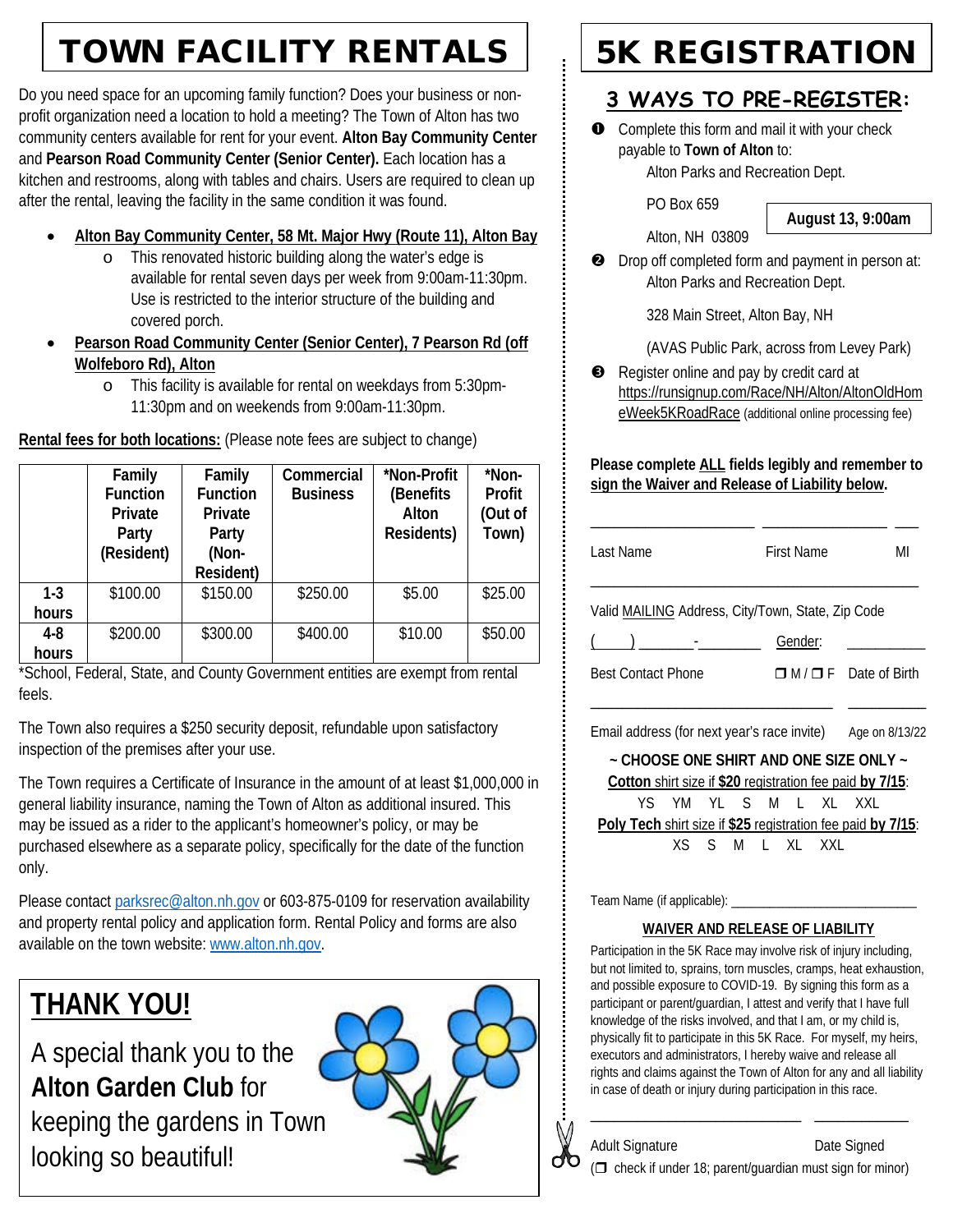# TOWN FACILITY RENTALS

Do you need space for an upcoming family function? Does your business or non-profit organization need a location to hold a meeting? The Town of Alton has two community centers available for rent for your event. **Alton Bay Community Center** and **Pearson Road Community Center (Senior Center).** Each location has a kitchen and restrooms, along with tables and chairs. Users are required to clean up after the rental, leaving the facility in the same condition it was found.

- **Alton Bay Community Center, 58 Mt. Major Hwy (Route 11), Alton Bay**
  - This renovated historic building along the water's edge is available for rental seven days per week from 9:00am-11:30pm. Use is restricted to the interior structure of the building and covered porch.
- **Pearson Road Community Center (Senior Center), 7 Pearson Rd (off Wolfeboro Rd), Alton**
  - This facility is available for rental on weekdays from 5:30pm-11:30pm and on weekends from 9:00am-11:30pm.

**Rental fees for both locations:** (Please note fees are subject to change)

| | Family Function Private Party (Resident) | Family Function Private Party (Non-Resident) | Commercial Business | *Non-Profit (Benefits Alton Residents) | *Non-Profit (Out of Town) |
|---|---|---|---|---|---|
| 1-3 hours | $100.00 | $150.00 | $250.00 | $5.00 | $25.00 |
| 4-8 hours | $200.00 | $300.00 | $400.00 | $10.00 | $50.00 |

*School, Federal, State, and County Government entities are exempt from rental feels.

The Town also requires a $250 security deposit, refundable upon satisfactory inspection of the premises after your use.

The Town requires a Certificate of Insurance in the amount of at least $1,000,000 in general liability insurance, naming the Town of Alton as additional insured. This may be issued as a rider to the applicant's homeowner's policy, or may be purchased elsewhere as a separate policy, specifically for the date of the function only.

Please contact parksrec@alton.nh.gov or 603-875-0109 for reservation availability and property rental policy and application form. Rental Policy and forms are also available on the town website: www.alton.nh.gov.

## THANK YOU!

A special thank you to the **Alton Garden Club** for keeping the gardens in Town looking so beautiful!

# 5K REGISTRATION

## 3 WAYS TO PRE-REGISTER:

**August 13, 9:00am**

1. Complete this form and mail it with your check payable to **Town of Alton** to:
   Alton Parks and Recreation Dept.
   PO Box 659
   Alton, NH 03809
2. Drop off completed form and payment in person at:
   Alton Parks and Recreation Dept.
   328 Main Street, Alton Bay, NH
   (AVAS Public Park, across from Levey Park)
3. Register online and pay by credit card at https://runsignup.com/Race/NH/Alton/AltonOldHomeWeek5KRoadRace (additional online processing fee)

**Please complete ALL fields legibly and remember to sign the Waiver and Release of Liability below.**

____________________ ________________ ___

Last Name First Name MI

______________________________________________

Valid MAILING Address, City/Town, State, Zip Code

(____) _______-________ Gender: __________

Best Contact Phone ❒ M / ❒ F Date of Birth

______________________________ __________

Email address (for next year's race invite) Age on 8/13/22

**~ CHOOSE ONE SHIRT AND ONE SIZE ONLY ~**

**Cotton** shirt size if **$20** registration fee paid **by 7/15**:
YS YM YL S M L XL XXL

**Poly Tech** shirt size if **$25** registration fee paid **by 7/15**:
XS S M L XL XXL

Team Name (if applicable): ___________________________

### WAIVER AND RELEASE OF LIABILITY

Participation in the 5K Race may involve risk of injury including, but not limited to, sprains, torn muscles, cramps, heat exhaustion, and possible exposure to COVID-19. By signing this form as a participant or parent/guardian, I attest and verify that I have full knowledge of the risks involved, and that I am, or my child is, physically fit to participate in this 5K Race. For myself, my heirs, executors and administrators, I hereby waive and release all rights and claims against the Town of Alton for any and all liability in case of death or injury during participation in this race.

__________________________ ____________

Adult Signature Date Signed

(❒ check if under 18; parent/guardian must sign for minor)